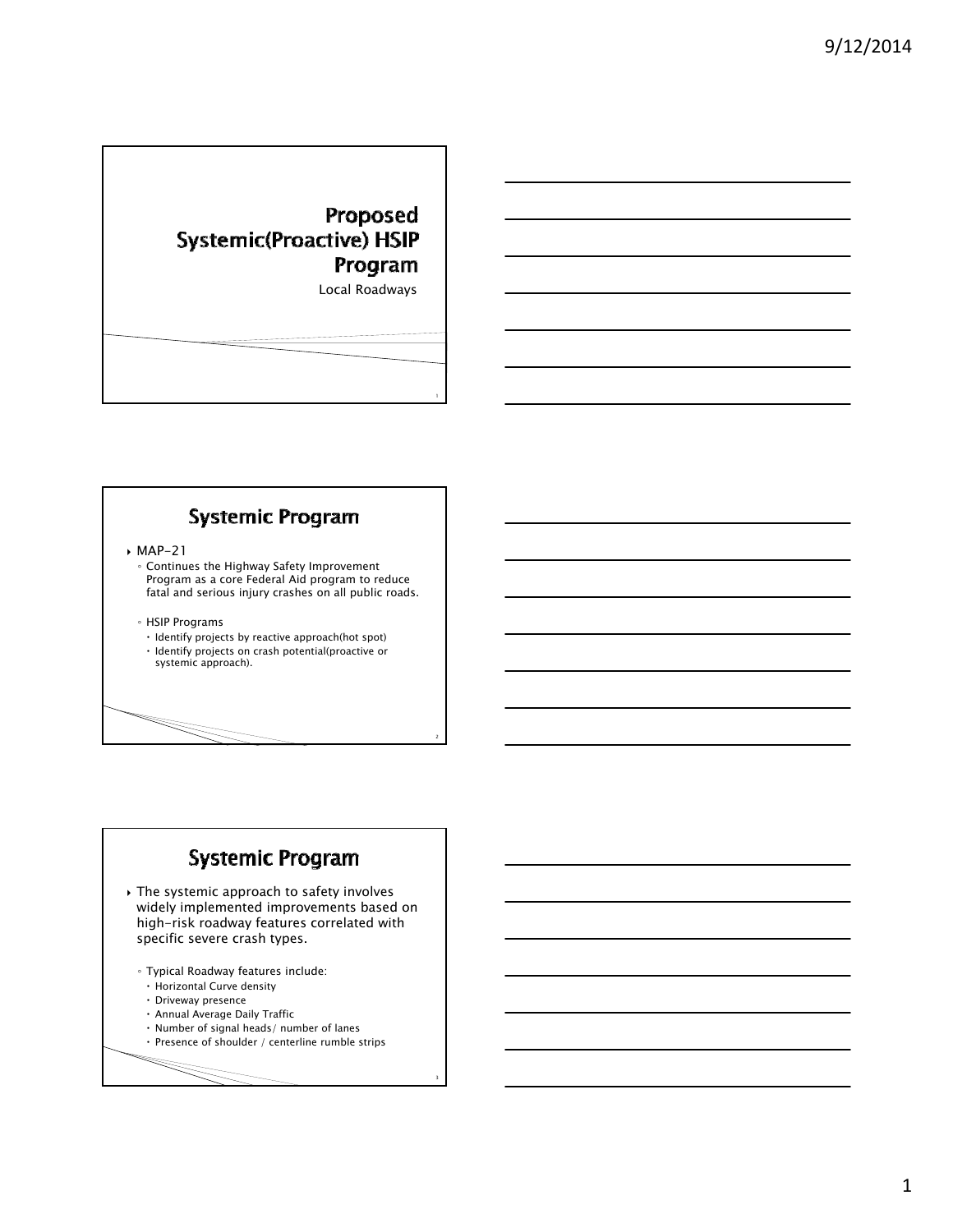# Proposed Systemic(Proactive) HSIP Program

Local Roadways

## Systemic Program

- MAP-21
  - Continues the Highway Safety Improvement Program as a core Federal Aid program to reduce fatal and serious injury crashes on all public roads.
  - HSIP Programs
    - Identify projects by reactive approach(hot spot)
    - Identify projects on crash potential(proactive or systemic approach).

## Systemic Program

- The systemic approach to safety involves widely implemented improvements based on high-risk roadway features correlated with specific severe crash types.
  - Typical Roadway features include:
    - Horizontal Curve density
    - Driveway presence
    - Annual Average Daily Traffic
    - Number of signal heads/ number of lanes
    - Presence of shoulder / centerline rumble strips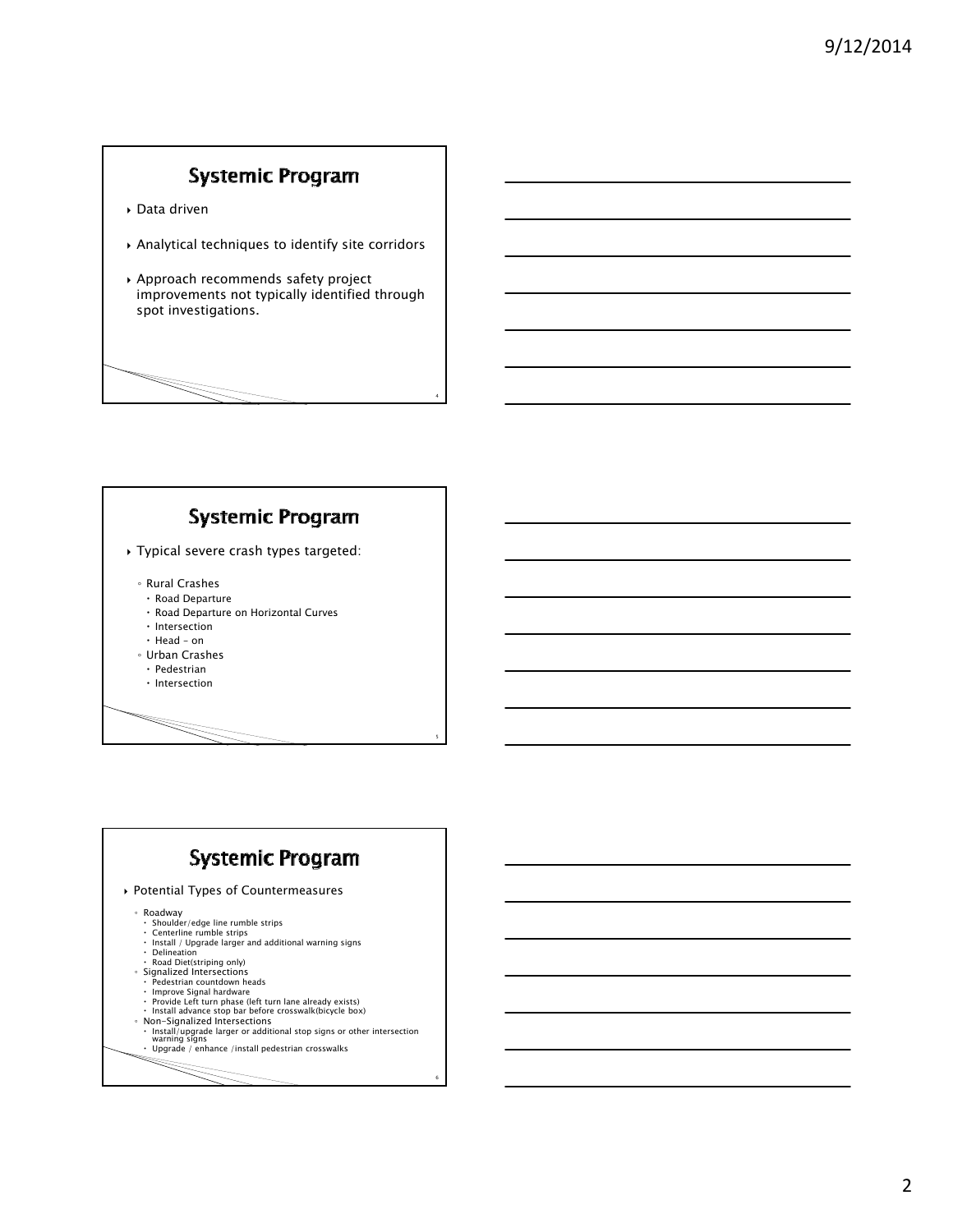## Systemic Program

- Data driven
- Analytical techniques to identify site corridors
- Approach recommends safety project improvements not typically identified through spot investigations.

## Systemic Program

- Typical severe crash types targeted:
  - Rural Crashes
    - Road Departure
    - Road Departure on Horizontal Curves
    - Intersection
    - Head – on
  - Urban Crashes
    - Pedestrian
    - Intersection

## Systemic Program

- Potential Types of Countermeasures
  - Roadway
    - Shoulder/edge line rumble strips
    - Centerline rumble strips
    - Install / Upgrade larger and additional warning signs
    - Delineation
    - Road Diet(striping only)
  - Signalized Intersections
    - Pedestrian countdown heads
    - Improve Signal hardware
    - Provide Left turn phase (left turn lane already exists)
    - Install advance stop bar before crosswalk(bicycle box)
  - Non-Signalized Intersections
    - Install/upgrade larger or additional stop signs or other intersection warning signs
    - Upgrade / enhance /install pedestrian crosswalks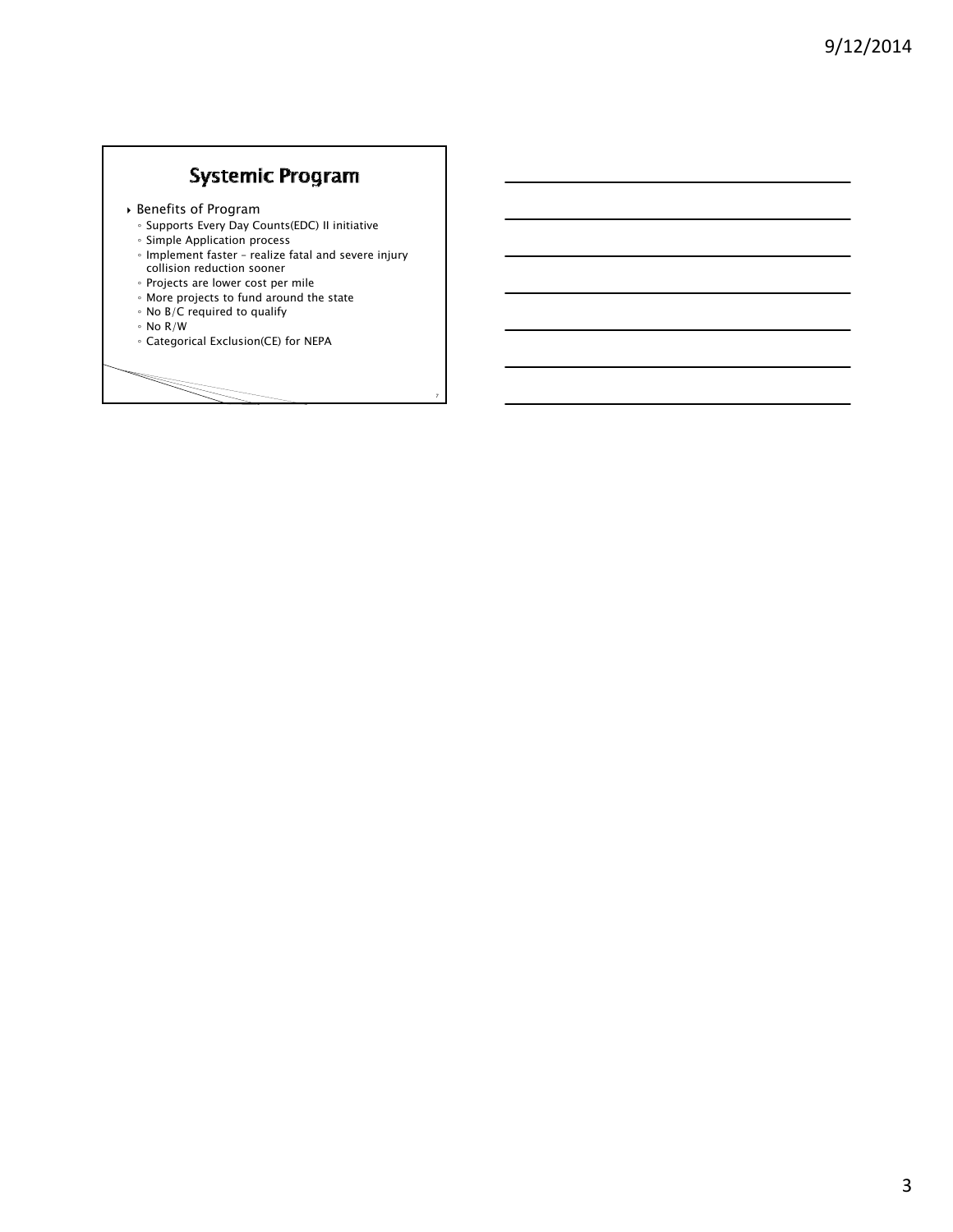## Systemic Program

- Benefits of Program
  - Supports Every Day Counts(EDC) II initiative
  - Simple Application process
  - Implement faster – realize fatal and severe injury collision reduction sooner
  - Projects are lower cost per mile
  - More projects to fund around the state
  - No B/C required to qualify
  - No R/W
  - Categorical Exclusion(CE) for NEPA